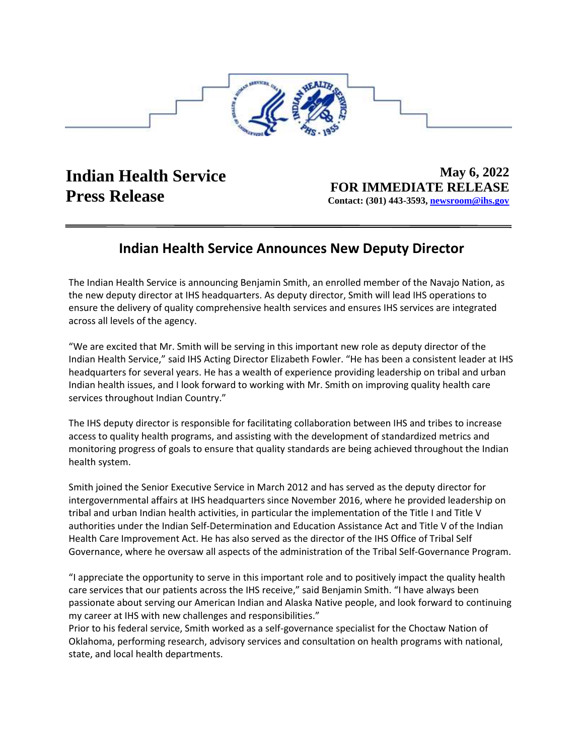**Indian Health Service**
**Press Release**

**May 6, 2022**
**FOR IMMEDIATE RELEASE**
**Contact: (301) 443-3593, [newsroom@ihs.gov](mailto:newsroom@ihs.gov)**

---

# Indian Health Service Announces New Deputy Director

The Indian Health Service is announcing Benjamin Smith, an enrolled member of the Navajo Nation, as the new deputy director at IHS headquarters. As deputy director, Smith will lead IHS operations to ensure the delivery of quality comprehensive health services and ensures IHS services are integrated across all levels of the agency.

"We are excited that Mr. Smith will be serving in this important new role as deputy director of the Indian Health Service," said IHS Acting Director Elizabeth Fowler. "He has been a consistent leader at IHS headquarters for several years. He has a wealth of experience providing leadership on tribal and urban Indian health issues, and I look forward to working with Mr. Smith on improving quality health care services throughout Indian Country."

The IHS deputy director is responsible for facilitating collaboration between IHS and tribes to increase access to quality health programs, and assisting with the development of standardized metrics and monitoring progress of goals to ensure that quality standards are being achieved throughout the Indian health system.

Smith joined the Senior Executive Service in March 2012 and has served as the deputy director for intergovernmental affairs at IHS headquarters since November 2016, where he provided leadership on tribal and urban Indian health activities, in particular the implementation of the Title I and Title V authorities under the Indian Self-Determination and Education Assistance Act and Title V of the Indian Health Care Improvement Act. He has also served as the director of the IHS Office of Tribal Self Governance, where he oversaw all aspects of the administration of the Tribal Self-Governance Program.

"I appreciate the opportunity to serve in this important role and to positively impact the quality health care services that our patients across the IHS receive," said Benjamin Smith. "I have always been passionate about serving our American Indian and Alaska Native people, and look forward to continuing my career at IHS with new challenges and responsibilities."

Prior to his federal service, Smith worked as a self-governance specialist for the Choctaw Nation of Oklahoma, performing research, advisory services and consultation on health programs with national, state, and local health departments.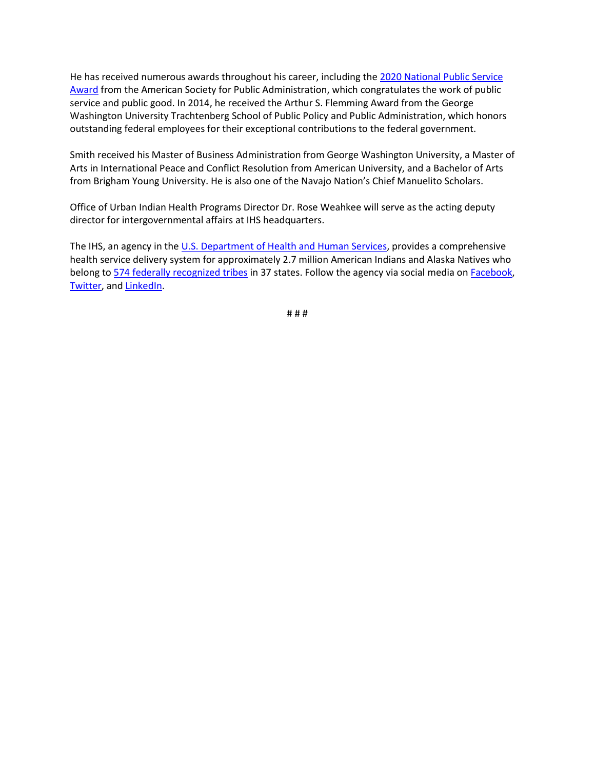He has received numerous awards throughout his career, including the [2020 National Public Service Award] from the American Society for Public Administration, which congratulates the work of public service and public good. In 2014, he received the Arthur S. Flemming Award from the George Washington University Trachtenberg School of Public Policy and Public Administration, which honors outstanding federal employees for their exceptional contributions to the federal government.

Smith received his Master of Business Administration from George Washington University, a Master of Arts in International Peace and Conflict Resolution from American University, and a Bachelor of Arts from Brigham Young University. He is also one of the Navajo Nation's Chief Manuelito Scholars.

Office of Urban Indian Health Programs Director Dr. Rose Weahkee will serve as the acting deputy director for intergovernmental affairs at IHS headquarters.

The IHS, an agency in the U.S. Department of Health and Human Services, provides a comprehensive health service delivery system for approximately 2.7 million American Indians and Alaska Natives who belong to 574 federally recognized tribes in 37 states. Follow the agency via social media on Facebook, Twitter, and LinkedIn.

# # #